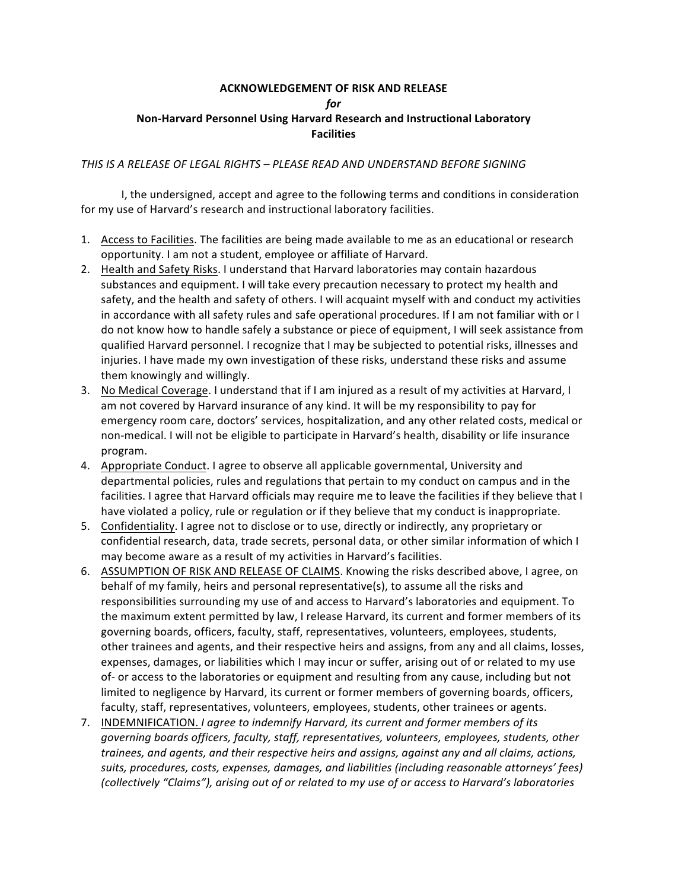**ACKNOWLEDGEMENT OF RISK AND RELEASE**

***for***

**Non-Harvard Personnel Using Harvard Research and Instructional Laboratory Facilities**

*THIS IS A RELEASE OF LEGAL RIGHTS – PLEASE READ AND UNDERSTAND BEFORE SIGNING*

I, the undersigned, accept and agree to the following terms and conditions in consideration for my use of Harvard's research and instructional laboratory facilities.

1. <u>Access to Facilities</u>. The facilities are being made available to me as an educational or research opportunity. I am not a student, employee or affiliate of Harvard.
2. <u>Health and Safety Risks</u>. I understand that Harvard laboratories may contain hazardous substances and equipment. I will take every precaution necessary to protect my health and safety, and the health and safety of others. I will acquaint myself with and conduct my activities in accordance with all safety rules and safe operational procedures. If I am not familiar with or I do not know how to handle safely a substance or piece of equipment, I will seek assistance from qualified Harvard personnel. I recognize that I may be subjected to potential risks, illnesses and injuries. I have made my own investigation of these risks, understand these risks and assume them knowingly and willingly.
3. <u>No Medical Coverage</u>. I understand that if I am injured as a result of my activities at Harvard, I am not covered by Harvard insurance of any kind. It will be my responsibility to pay for emergency room care, doctors' services, hospitalization, and any other related costs, medical or non-medical. I will not be eligible to participate in Harvard's health, disability or life insurance program.
4. <u>Appropriate Conduct</u>. I agree to observe all applicable governmental, University and departmental policies, rules and regulations that pertain to my conduct on campus and in the facilities. I agree that Harvard officials may require me to leave the facilities if they believe that I have violated a policy, rule or regulation or if they believe that my conduct is inappropriate.
5. <u>Confidentiality</u>. I agree not to disclose or to use, directly or indirectly, any proprietary or confidential research, data, trade secrets, personal data, or other similar information of which I may become aware as a result of my activities in Harvard's facilities.
6. <u>ASSUMPTION OF RISK AND RELEASE OF CLAIMS</u>. Knowing the risks described above, I agree, on behalf of my family, heirs and personal representative(s), to assume all the risks and responsibilities surrounding my use of and access to Harvard's laboratories and equipment. To the maximum extent permitted by law, I release Harvard, its current and former members of its governing boards, officers, faculty, staff, representatives, volunteers, employees, students, other trainees and agents, and their respective heirs and assigns, from any and all claims, losses, expenses, damages, or liabilities which I may incur or suffer, arising out of or related to my use of- or access to the laboratories or equipment and resulting from any cause, including but not limited to negligence by Harvard, its current or former members of governing boards, officers, faculty, staff, representatives, volunteers, employees, students, other trainees or agents.
7. <u>INDEMNIFICATION.</u> *I agree to indemnify Harvard, its current and former members of its governing boards officers, faculty, staff, representatives, volunteers, employees, students, other trainees, and agents, and their respective heirs and assigns, against any and all claims, actions, suits, procedures, costs, expenses, damages, and liabilities (including reasonable attorneys' fees) (collectively "Claims"), arising out of or related to my use of or access to Harvard's laboratories*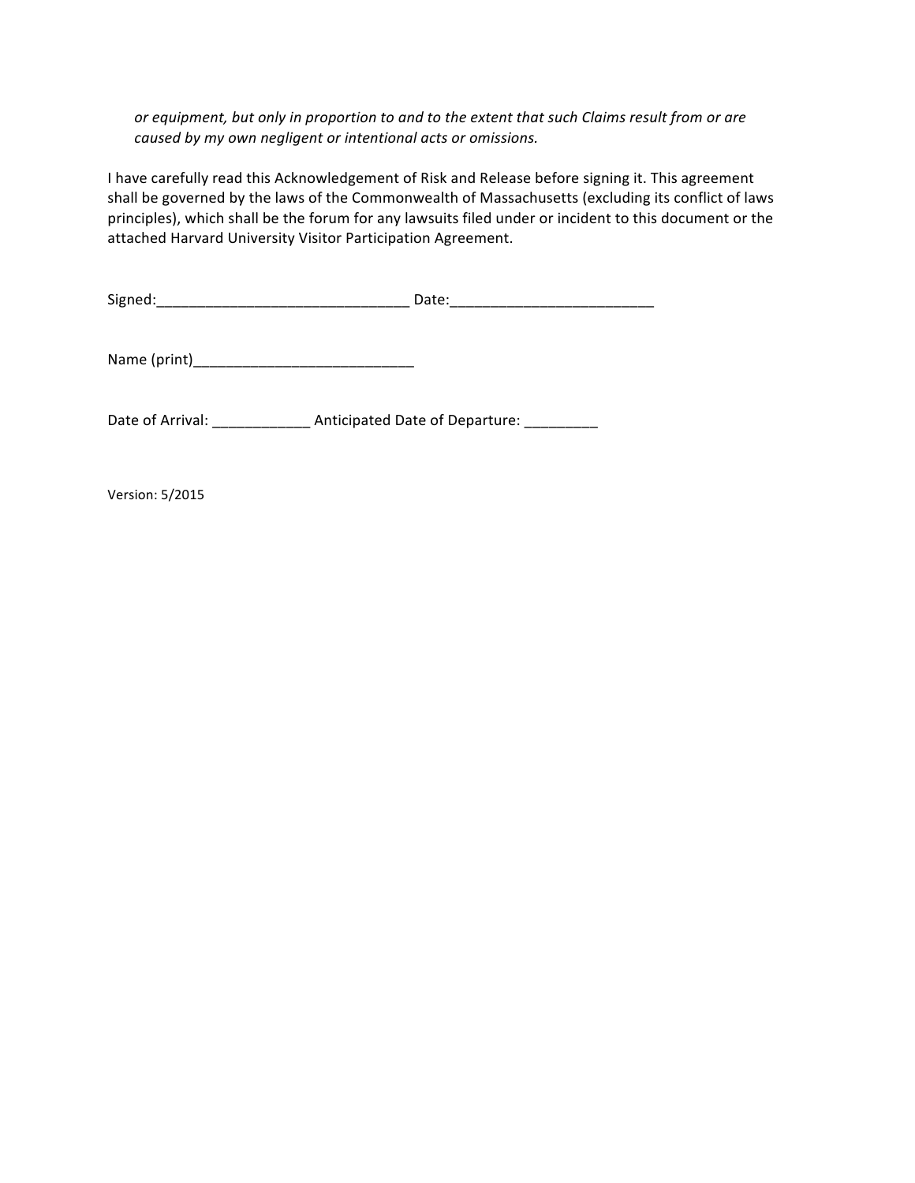*or equipment, but only in proportion to and to the extent that such Claims result from or are caused by my own negligent or intentional acts or omissions.*

I have carefully read this Acknowledgement of Risk and Release before signing it. This agreement shall be governed by the laws of the Commonwealth of Massachusetts (excluding its conflict of laws principles), which shall be the forum for any lawsuits filed under or incident to this document or the attached Harvard University Visitor Participation Agreement.

Signed:_______________________________ Date:_________________________

Name (print)___________________________

Date of Arrival: ____________ Anticipated Date of Departure: _________

Version: 5/2015